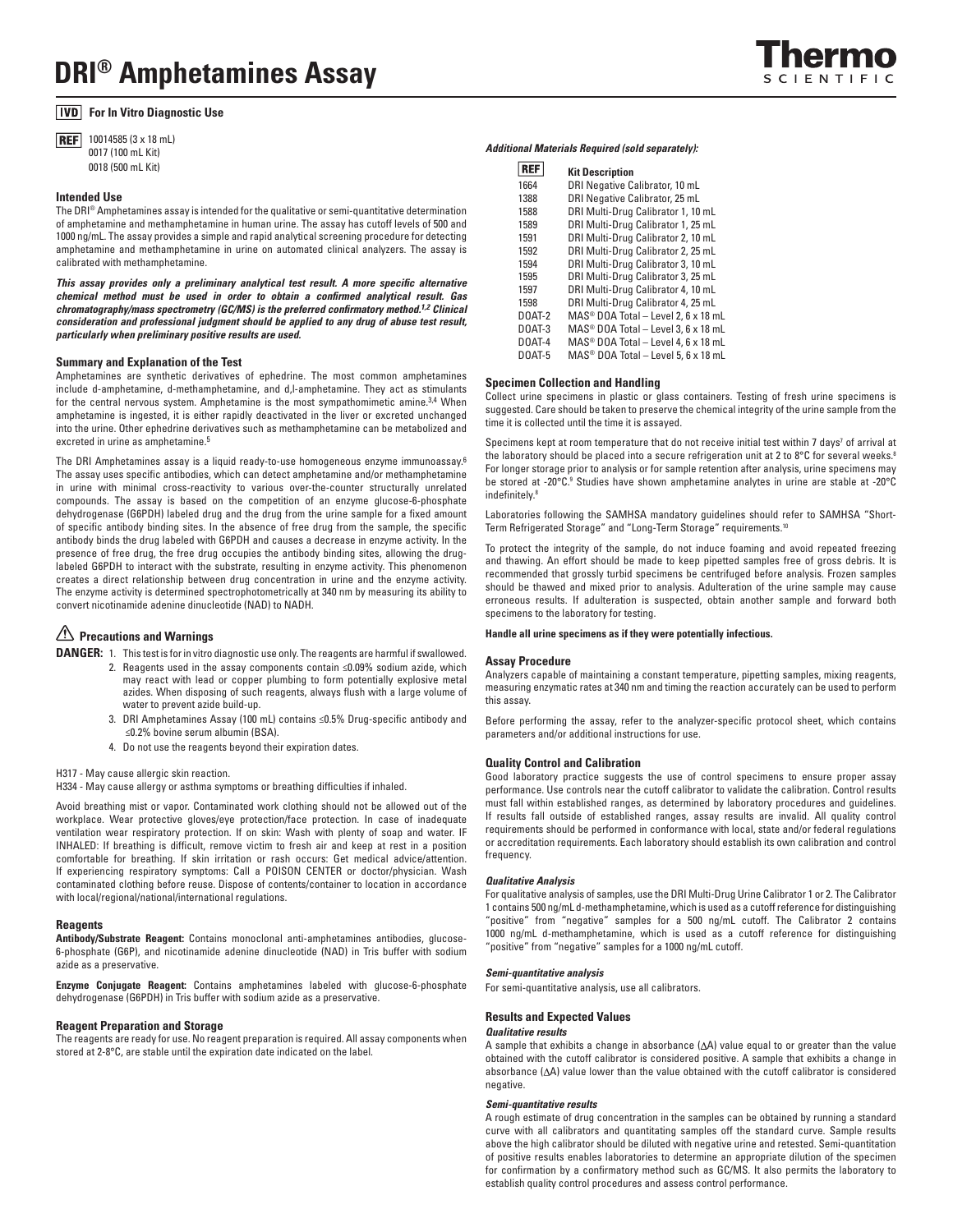# DRI® Amphetamines Assay

**IVD For In Vitro Diagnostic Use**

**REF** 10014585 (3 x 18 mL)
0017 (100 mL Kit)
0018 (500 mL Kit)

## Intended Use

The DRI® Amphetamines assay is intended for the qualitative or semi-quantitative determination of amphetamine and methamphetamine in human urine. The assay has cutoff levels of 500 and 1000 ng/mL. The assay provides a simple and rapid analytical screening procedure for detecting amphetamine and methamphetamine in urine on automated clinical analyzers. The assay is calibrated with methamphetamine.

***This assay provides only a preliminary analytical test result. A more specific alternative chemical method must be used in order to obtain a confirmed analytical result. Gas chromatography/mass spectrometry (GC/MS) is the preferred confirmatory method.[1,2] Clinical consideration and professional judgment should be applied to any drug of abuse test result, particularly when preliminary positive results are used.***

## Summary and Explanation of the Test

Amphetamines are synthetic derivatives of ephedrine. The most common amphetamines include d-amphetamine, d-methamphetamine, and d,l-amphetamine. They act as stimulants for the central nervous system. Amphetamine is the most sympathomimetic amine.[3,4] When amphetamine is ingested, it is either rapidly deactivated in the liver or excreted unchanged into the urine. Other ephedrine derivatives such as methamphetamine can be metabolized and excreted in urine as amphetamine.[5]

The DRI Amphetamines assay is a liquid ready-to-use homogeneous enzyme immunoassay.[6] The assay uses specific antibodies, which can detect amphetamine and/or methamphetamine in urine with minimal cross-reactivity to various over-the-counter structurally unrelated compounds. The assay is based on the competition of an enzyme glucose-6-phosphate dehydrogenase (G6PDH) labeled drug and the drug from the urine sample for a fixed amount of specific antibody binding sites. In the absence of free drug from the sample, the specific antibody binds the drug labeled with G6PDH and causes a decrease in enzyme activity. In the presence of free drug, the free drug occupies the antibody binding sites, allowing the drug-labeled G6PDH to interact with the substrate, resulting in enzyme activity. This phenomenon creates a direct relationship between drug concentration in urine and the enzyme activity. The enzyme activity is determined spectrophotometrically at 340 nm by measuring its ability to convert nicotinamide adenine dinucleotide (NAD) to NADH.

## ⚠ Precautions and Warnings

**DANGER:**

1. This test is for in vitro diagnostic use only. The reagents are harmful if swallowed.
2. Reagents used in the assay components contain ≤0.09% sodium azide, which may react with lead or copper plumbing to form potentially explosive metal azides. When disposing of such reagents, always flush with a large volume of water to prevent azide build-up.
3. DRI Amphetamines Assay (100 mL) contains ≤0.5% Drug-specific antibody and ≤0.2% bovine serum albumin (BSA).
4. Do not use the reagents beyond their expiration dates.

H317 - May cause allergic skin reaction.
H334 - May cause allergy or asthma symptoms or breathing difficulties if inhaled.

Avoid breathing mist or vapor. Contaminated work clothing should not be allowed out of the workplace. Wear protective gloves/eye protection/face protection. In case of inadequate ventilation wear respiratory protection. If on skin: Wash with plenty of soap and water. IF INHALED: If breathing is difficult, remove victim to fresh air and keep at rest in a position comfortable for breathing. If skin irritation or rash occurs: Get medical advice/attention. If experiencing respiratory symptoms: Call a POISON CENTER or doctor/physician. Wash contaminated clothing before reuse. Dispose of contents/container to location in accordance with local/regional/national/international regulations.

## Reagents

**Antibody/Substrate Reagent:** Contains monoclonal anti-amphetamines antibodies, glucose-6-phosphate (G6P), and nicotinamide adenine dinucleotide (NAD) in Tris buffer with sodium azide as a preservative.

**Enzyme Conjugate Reagent:** Contains amphetamines labeled with glucose-6-phosphate dehydrogenase (G6PDH) in Tris buffer with sodium azide as a preservative.

## Reagent Preparation and Storage

The reagents are ready for use. No reagent preparation is required. All assay components when stored at 2-8°C, are stable until the expiration date indicated on the label.

***Additional Materials Required (sold separately):***

| REF | Kit Description |
|---|---|
| 1664 | DRI Negative Calibrator, 10 mL |
| 1388 | DRI Negative Calibrator, 25 mL |
| 1588 | DRI Multi-Drug Calibrator 1, 10 mL |
| 1589 | DRI Multi-Drug Calibrator 1, 25 mL |
| 1591 | DRI Multi-Drug Calibrator 2, 10 mL |
| 1592 | DRI Multi-Drug Calibrator 2, 25 mL |
| 1594 | DRI Multi-Drug Calibrator 3, 10 mL |
| 1595 | DRI Multi-Drug Calibrator 3, 25 mL |
| 1597 | DRI Multi-Drug Calibrator 4, 10 mL |
| 1598 | DRI Multi-Drug Calibrator 4, 25 mL |
| DOAT-2 | MAS® DOA Total – Level 2, 6 x 18 mL |
| DOAT-3 | MAS® DOA Total – Level 3, 6 x 18 mL |
| DOAT-4 | MAS® DOA Total – Level 4, 6 x 18 mL |
| DOAT-5 | MAS® DOA Total – Level 5, 6 x 18 mL |

## Specimen Collection and Handling

Collect urine specimens in plastic or glass containers. Testing of fresh urine specimens is suggested. Care should be taken to preserve the chemical integrity of the urine sample from the time it is collected until the time it is assayed.

Specimens kept at room temperature that do not receive initial test within 7 days[7] of arrival at the laboratory should be placed into a secure refrigeration unit at 2 to 8°C for several weeks.[8] For longer storage prior to analysis or for sample retention after analysis, urine specimens may be stored at -20°C.[9] Studies have shown amphetamine analytes in urine are stable at -20°C indefinitely.[8]

Laboratories following the SAMHSA mandatory guidelines should refer to SAMHSA "Short-Term Refrigerated Storage" and "Long-Term Storage" requirements.[10]

To protect the integrity of the sample, do not induce foaming and avoid repeated freezing and thawing. An effort should be made to keep pipetted samples free of gross debris. It is recommended that grossly turbid specimens be centrifuged before analysis. Frozen samples should be thawed and mixed prior to analysis. Adulteration of the urine sample may cause erroneous results. If adulteration is suspected, obtain another sample and forward both specimens to the laboratory for testing.

**Handle all urine specimens as if they were potentially infectious.**

## Assay Procedure

Analyzers capable of maintaining a constant temperature, pipetting samples, mixing reagents, measuring enzymatic rates at 340 nm and timing the reaction accurately can be used to perform this assay.

Before performing the assay, refer to the analyzer-specific protocol sheet, which contains parameters and/or additional instructions for use.

## Quality Control and Calibration

Good laboratory practice suggests the use of control specimens to ensure proper assay performance. Use controls near the cutoff calibrator to validate the calibration. Control results must fall within established ranges, as determined by laboratory procedures and guidelines. If results fall outside of established ranges, assay results are invalid. All quality control requirements should be performed in conformance with local, state and/or federal regulations or accreditation requirements. Each laboratory should establish its own calibration and control frequency.

### *Qualitative Analysis*

For qualitative analysis of samples, use the DRI Multi-Drug Urine Calibrator 1 or 2. The Calibrator 1 contains 500 ng/mL d-methamphetamine, which is used as a cutoff reference for distinguishing "positive" from "negative" samples for a 500 ng/mL cutoff. The Calibrator 2 contains 1000 ng/mL d-methamphetamine, which is used as a cutoff reference for distinguishing "positive" from "negative" samples for a 1000 ng/mL cutoff.

### *Semi-quantitative analysis*

For semi-quantitative analysis, use all calibrators.

## Results and Expected Values

### *Qualitative results*

A sample that exhibits a change in absorbance ($\Delta A$) value equal to or greater than the value obtained with the cutoff calibrator is considered positive. A sample that exhibits a change in absorbance ($\Delta A$) value lower than the value obtained with the cutoff calibrator is considered negative.

### *Semi-quantitative results*

A rough estimate of drug concentration in the samples can be obtained by running a standard curve with all calibrators and quantitating samples off the standard curve. Sample results above the high calibrator should be diluted with negative urine and retested. Semi-quantitation of positive results enables laboratories to determine an appropriate dilution of the specimen for confirmation by a confirmatory method such as GC/MS. It also permits the laboratory to establish quality control procedures and assess control performance.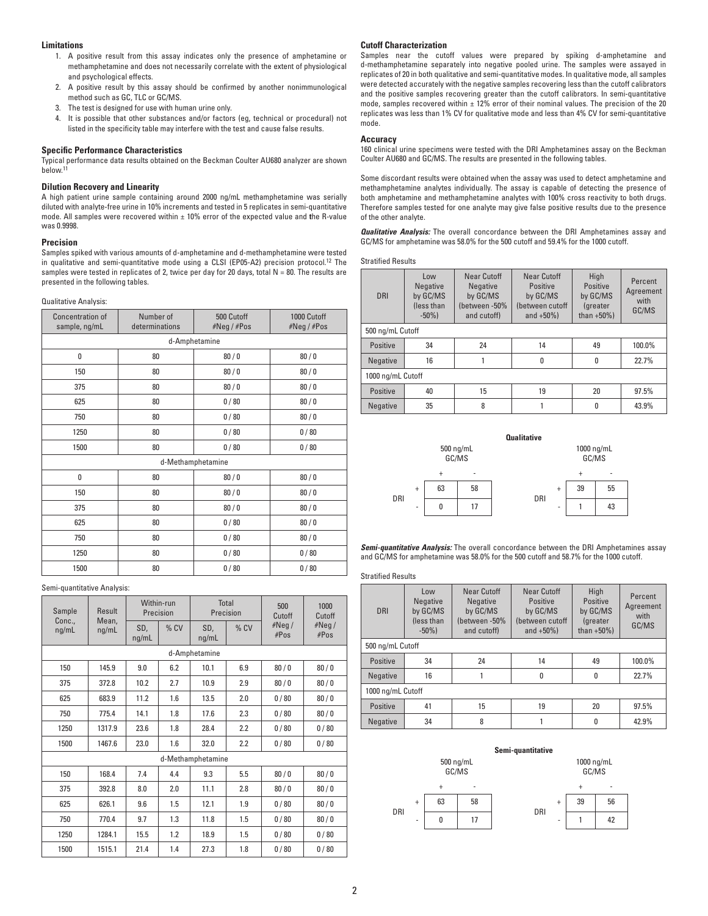### Limitations

1. A positive result from this assay indicates only the presence of amphetamine or methamphetamine and does not necessarily correlate with the extent of physiological and psychological effects.
2. A positive result by this assay should be confirmed by another nonimmunological method such as GC, TLC or GC/MS.
3. The test is designed for use with human urine only.
4. It is possible that other substances and/or factors (eg, technical or procedural) not listed in the specificity table may interfere with the test and cause false results.

### Specific Performance Characteristics

Typical performance data results obtained on the Beckman Coulter AU680 analyzer are shown below.[11]

### Dilution Recovery and Linearity

A high patient urine sample containing around 2000 ng/mL methamphetamine was serially diluted with analyte-free urine in 10% increments and tested in 5 replicates in semi-quantitative mode. All samples were recovered within ± 10% error of the expected value and the R-value was 0.9998.

### Precision

Samples spiked with various amounts of d-amphetamine and d-methamphetamine were tested in qualitative and semi-quantitative mode using a CLSI (EP05-A2) precision protocol.[12] The samples were tested in replicates of 2, twice per day for 20 days, total N = 80. The results are presented in the following tables.

Qualitative Analysis:

| Concentration of sample, ng/mL | Number of determinations | 500 Cutoff #Neg / #Pos | 1000 Cutoff #Neg / #Pos |
|---|---|---|---|
| d-Amphetamine | | | |
| 0 | 80 | 80 / 0 | 80 / 0 |
| 150 | 80 | 80 / 0 | 80 / 0 |
| 375 | 80 | 80 / 0 | 80 / 0 |
| 625 | 80 | 0 / 80 | 80 / 0 |
| 750 | 80 | 0 / 80 | 80 / 0 |
| 1250 | 80 | 0 / 80 | 0 / 80 |
| 1500 | 80 | 0 / 80 | 0 / 80 |
| d-Methamphetamine | | | |
| 0 | 80 | 80 / 0 | 80 / 0 |
| 150 | 80 | 80 / 0 | 80 / 0 |
| 375 | 80 | 80 / 0 | 80 / 0 |
| 625 | 80 | 0 / 80 | 80 / 0 |
| 750 | 80 | 0 / 80 | 80 / 0 |
| 1250 | 80 | 0 / 80 | 0 / 80 |
| 1500 | 80 | 0 / 80 | 0 / 80 |

Semi-quantitative Analysis:

| Sample Conc., ng/mL | Result Mean, ng/mL | Within-run Precision | | Total Precision | | 500 Cutoff #Neg / #Pos | 1000 Cutoff #Neg / #Pos |
|---|---|---|---|---|---|---|---|
| | | SD, ng/mL | % CV | SD, ng/mL | % CV | | |
| d-Amphetamine | | | | | | | |
| 150 | 145.9 | 9.0 | 6.2 | 10.1 | 6.9 | 80 / 0 | 80 / 0 |
| 375 | 372.8 | 10.2 | 2.7 | 10.9 | 2.9 | 80 / 0 | 80 / 0 |
| 625 | 683.9 | 11.2 | 1.6 | 13.5 | 2.0 | 0 / 80 | 80 / 0 |
| 750 | 775.4 | 14.1 | 1.8 | 17.6 | 2.3 | 0 / 80 | 80 / 0 |
| 1250 | 1317.9 | 23.6 | 1.8 | 28.4 | 2.2 | 0 / 80 | 0 / 80 |
| 1500 | 1467.6 | 23.0 | 1.6 | 32.0 | 2.2 | 0 / 80 | 0 / 80 |
| d-Methamphetamine | | | | | | | |
| 150 | 168.4 | 7.4 | 4.4 | 9.3 | 5.5 | 80 / 0 | 80 / 0 |
| 375 | 392.8 | 8.0 | 2.0 | 11.1 | 2.8 | 80 / 0 | 80 / 0 |
| 625 | 626.1 | 9.6 | 1.5 | 12.1 | 1.9 | 0 / 80 | 80 / 0 |
| 750 | 770.4 | 9.7 | 1.3 | 11.8 | 1.5 | 0 / 80 | 80 / 0 |
| 1250 | 1284.1 | 15.5 | 1.2 | 18.9 | 1.5 | 0 / 80 | 0 / 80 |
| 1500 | 1515.1 | 21.4 | 1.4 | 27.3 | 1.8 | 0 / 80 | 0 / 80 |

### Cutoff Characterization

Samples near the cutoff values were prepared by spiking d-amphetamine and d-methamphetamine separately into negative pooled urine. The samples were assayed in replicates of 20 in both qualitative and semi-quantitative modes. In qualitative mode, all samples were detected accurately with the negative samples recovering less than the cutoff calibrators and the positive samples recovering greater than the cutoff calibrators. In semi-quantitative mode, samples recovered within ± 12% error of their nominal values. The precision of the 20 replicates was less than 1% CV for qualitative mode and less than 4% CV for semi-quantitative mode.

### Accuracy

160 clinical urine specimens were tested with the DRI Amphetamines assay on the Beckman Coulter AU680 and GC/MS. The results are presented in the following tables.

Some discordant results were obtained when the assay was used to detect amphetamine and methamphetamine analytes individually. The assay is capable of detecting the presence of both amphetamine and methamphetamine analytes with 100% cross reactivity to both drugs. Therefore samples tested for one analyte may give false positive results due to the presence of the other analyte.

***Qualitative Analysis:*** The overall concordance between the DRI Amphetamines assay and GC/MS for amphetamine was 58.0% for the 500 cutoff and 59.4% for the 1000 cutoff.

Stratified Results

| DRI | Low Negative by GC/MS (less than -50%) | Near Cutoff Negative by GC/MS (between -50% and cutoff) | Near Cutoff Positive by GC/MS (between cutoff and +50%) | High Positive by GC/MS (greater than +50%) | Percent Agreement with GC/MS |
|---|---|---|---|---|---|
| 500 ng/mL Cutoff | | | | | |
| Positive | 34 | 24 | 14 | 49 | 100.0% |
| Negative | 16 | 1 | 0 | 0 | 22.7% |
| 1000 ng/mL Cutoff | | | | | |
| Positive | 40 | 15 | 19 | 20 | 97.5% |
| Negative | 35 | 8 | 1 | 0 | 43.9% |

**Qualitative**

500 ng/mL GC/MS

| DRI | + | - |
|---|---|---|
| + | 63 | 58 |
| - | 0 | 17 |

1000 ng/mL GC/MS

| DRI | + | - |
|---|---|---|
| + | 39 | 55 |
| - | 1 | 43 |

***Semi-quantitative Analysis:*** The overall concordance between the DRI Amphetamines assay and GC/MS for amphetamine was 58.0% for the 500 cutoff and 58.7% for the 1000 cutoff.

Stratified Results

| DRI | Low Negative by GC/MS (less than -50%) | Near Cutoff Negative by GC/MS (between -50% and cutoff) | Near Cutoff Positive by GC/MS (between cutoff and +50%) | High Positive by GC/MS (greater than +50%) | Percent Agreement with GC/MS |
|---|---|---|---|---|---|
| 500 ng/mL Cutoff | | | | | |
| Positive | 34 | 24 | 14 | 49 | 100.0% |
| Negative | 16 | 1 | 0 | 0 | 22.7% |
| 1000 ng/mL Cutoff | | | | | |
| Positive | 41 | 15 | 19 | 20 | 97.5% |
| Negative | 34 | 8 | 1 | 0 | 42.9% |

**Semi-quantitative**

500 ng/mL GC/MS

| DRI | + | - |
|---|---|---|
| + | 63 | 58 |
| - | 0 | 17 |

1000 ng/mL GC/MS

| DRI | + | - |
|---|---|---|
| + | 39 | 56 |
| - | 1 | 42 |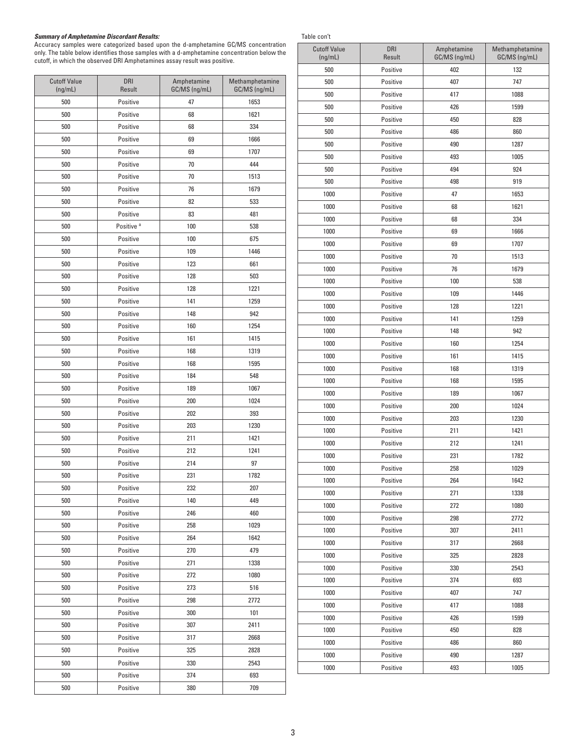***Summary of Amphetamine Discordant Results:***

Accuracy samples were categorized based upon the d-amphetamine GC/MS concentration only. The table below identifies those samples with a d-amphetamine concentration below the cutoff, in which the observed DRI Amphetamines assay result was positive.

| Cutoff Value (ng/mL) | DRI Result | Amphetamine GC/MS (ng/mL) | Methamphetamine GC/MS (ng/mL) |
|---|---|---|---|
| 500 | Positive | 47 | 1653 |
| 500 | Positive | 68 | 1621 |
| 500 | Positive | 68 | 334 |
| 500 | Positive | 69 | 1666 |
| 500 | Positive | 69 | 1707 |
| 500 | Positive | 70 | 444 |
| 500 | Positive | 70 | 1513 |
| 500 | Positive | 76 | 1679 |
| 500 | Positive | 82 | 533 |
| 500 | Positive | 83 | 481 |
| 500 | Positive [a] | 100 | 538 |
| 500 | Positive | 100 | 675 |
| 500 | Positive | 109 | 1446 |
| 500 | Positive | 123 | 661 |
| 500 | Positive | 128 | 503 |
| 500 | Positive | 128 | 1221 |
| 500 | Positive | 141 | 1259 |
| 500 | Positive | 148 | 942 |
| 500 | Positive | 160 | 1254 |
| 500 | Positive | 161 | 1415 |
| 500 | Positive | 168 | 1319 |
| 500 | Positive | 168 | 1595 |
| 500 | Positive | 184 | 548 |
| 500 | Positive | 189 | 1067 |
| 500 | Positive | 200 | 1024 |
| 500 | Positive | 202 | 393 |
| 500 | Positive | 203 | 1230 |
| 500 | Positive | 211 | 1421 |
| 500 | Positive | 212 | 1241 |
| 500 | Positive | 214 | 97 |
| 500 | Positive | 231 | 1782 |
| 500 | Positive | 232 | 207 |
| 500 | Positive | 140 | 449 |
| 500 | Positive | 246 | 460 |
| 500 | Positive | 258 | 1029 |
| 500 | Positive | 264 | 1642 |
| 500 | Positive | 270 | 479 |
| 500 | Positive | 271 | 1338 |
| 500 | Positive | 272 | 1080 |
| 500 | Positive | 273 | 516 |
| 500 | Positive | 298 | 2772 |
| 500 | Positive | 300 | 101 |
| 500 | Positive | 307 | 2411 |
| 500 | Positive | 317 | 2668 |
| 500 | Positive | 325 | 2828 |
| 500 | Positive | 330 | 2543 |
| 500 | Positive | 374 | 693 |
| 500 | Positive | 380 | 709 |
| 500 | Positive | 402 | 132 |
| 500 | Positive | 407 | 747 |
| 500 | Positive | 417 | 1088 |
| 500 | Positive | 426 | 1599 |
| 500 | Positive | 450 | 828 |
| 500 | Positive | 486 | 860 |
| 500 | Positive | 490 | 1287 |
| 500 | Positive | 493 | 1005 |
| 500 | Positive | 494 | 924 |
| 500 | Positive | 498 | 919 |
| 1000 | Positive | 47 | 1653 |
| 1000 | Positive | 68 | 1621 |
| 1000 | Positive | 68 | 334 |
| 1000 | Positive | 69 | 1666 |
| 1000 | Positive | 69 | 1707 |
| 1000 | Positive | 70 | 1513 |
| 1000 | Positive | 76 | 1679 |
| 1000 | Positive | 100 | 538 |
| 1000 | Positive | 109 | 1446 |
| 1000 | Positive | 128 | 1221 |
| 1000 | Positive | 141 | 1259 |
| 1000 | Positive | 148 | 942 |
| 1000 | Positive | 160 | 1254 |
| 1000 | Positive | 161 | 1415 |
| 1000 | Positive | 168 | 1319 |
| 1000 | Positive | 168 | 1595 |
| 1000 | Positive | 189 | 1067 |
| 1000 | Positive | 200 | 1024 |
| 1000 | Positive | 203 | 1230 |
| 1000 | Positive | 211 | 1421 |
| 1000 | Positive | 212 | 1241 |
| 1000 | Positive | 231 | 1782 |
| 1000 | Positive | 258 | 1029 |
| 1000 | Positive | 264 | 1642 |
| 1000 | Positive | 271 | 1338 |
| 1000 | Positive | 272 | 1080 |
| 1000 | Positive | 298 | 2772 |
| 1000 | Positive | 307 | 2411 |
| 1000 | Positive | 317 | 2668 |
| 1000 | Positive | 325 | 2828 |
| 1000 | Positive | 330 | 2543 |
| 1000 | Positive | 374 | 693 |
| 1000 | Positive | 407 | 747 |
| 1000 | Positive | 417 | 1088 |
| 1000 | Positive | 426 | 1599 |
| 1000 | Positive | 450 | 828 |
| 1000 | Positive | 486 | 860 |
| 1000 | Positive | 490 | 1287 |
| 1000 | Positive | 493 | 1005 |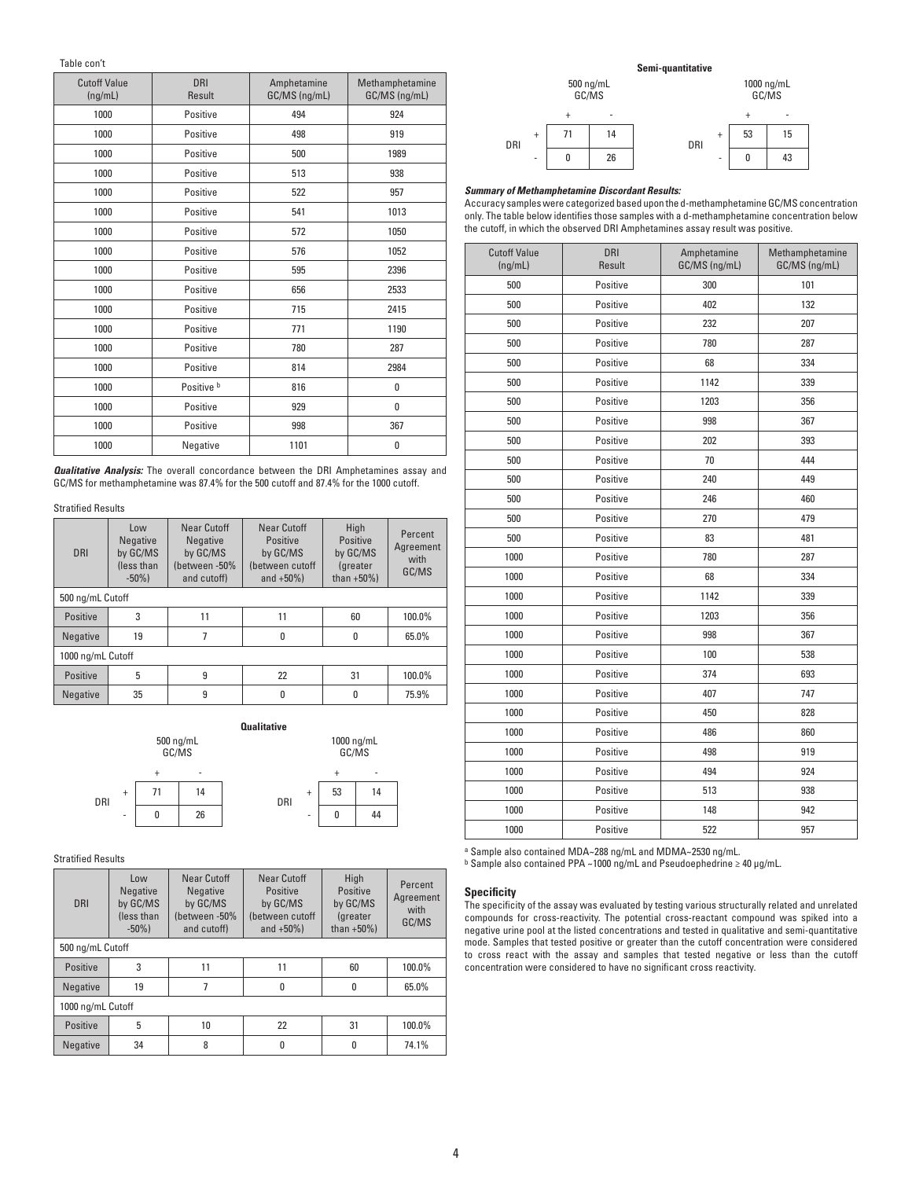Table con't

| Cutoff Value (ng/mL) | DRI Result | Amphetamine GC/MS (ng/mL) | Methamphetamine GC/MS (ng/mL) |
|---|---|---|---|
| 1000 | Positive | 494 | 924 |
| 1000 | Positive | 498 | 919 |
| 1000 | Positive | 500 | 1989 |
| 1000 | Positive | 513 | 938 |
| 1000 | Positive | 522 | 957 |
| 1000 | Positive | 541 | 1013 |
| 1000 | Positive | 572 | 1050 |
| 1000 | Positive | 576 | 1052 |
| 1000 | Positive | 595 | 2396 |
| 1000 | Positive | 656 | 2533 |
| 1000 | Positive | 715 | 2415 |
| 1000 | Positive | 771 | 1190 |
| 1000 | Positive | 780 | 287 |
| 1000 | Positive | 814 | 2984 |
| 1000 | Positive [b] | 816 | 0 |
| 1000 | Positive | 929 | 0 |
| 1000 | Positive | 998 | 367 |
| 1000 | Negative | 1101 | 0 |

***Qualitative Analysis:*** The overall concordance between the DRI Amphetamines assay and GC/MS for methamphetamine was 87.4% for the 500 cutoff and 87.4% for the 1000 cutoff.

Stratified Results

| DRI | Low Negative by GC/MS (less than -50%) | Near Cutoff Negative by GC/MS (between -50% and cutoff) | Near Cutoff Positive by GC/MS (between cutoff and +50%) | High Positive by GC/MS (greater than +50%) | Percent Agreement with GC/MS |
|---|---|---|---|---|---|
| 500 ng/mL Cutoff | | | | | |
| Positive | 3 | 11 | 11 | 60 | 100.0% |
| Negative | 19 | 7 | 0 | 0 | 65.0% |
| 1000 ng/mL Cutoff | | | | | |
| Positive | 5 | 9 | 22 | 31 | 100.0% |
| Negative | 35 | 9 | 0 | 0 | 75.9% |

**Qualitative**

500 ng/mL GC/MS

| DRI | + | - |
|---|---|---|
| + | 71 | 14 |
| - | 0 | 26 |

1000 ng/mL GC/MS

| DRI | + | - |
|---|---|---|
| + | 53 | 14 |
| - | 0 | 44 |

Stratified Results

| DRI | Low Negative by GC/MS (less than -50%) | Near Cutoff Negative by GC/MS (between -50% and cutoff) | Near Cutoff Positive by GC/MS (between cutoff and +50%) | High Positive by GC/MS (greater than +50%) | Percent Agreement with GC/MS |
|---|---|---|---|---|---|
| 500 ng/mL Cutoff | | | | | |
| Positive | 3 | 11 | 11 | 60 | 100.0% |
| Negative | 19 | 7 | 0 | 0 | 65.0% |
| 1000 ng/mL Cutoff | | | | | |
| Positive | 5 | 10 | 22 | 31 | 100.0% |
| Negative | 34 | 8 | 0 | 0 | 74.1% |

**Semi-quantitative**

500 ng/mL GC/MS

| DRI | + | - |
|---|---|---|
| + | 71 | 14 |
| - | 0 | 26 |

1000 ng/mL GC/MS

| DRI | + | - |
|---|---|---|
| + | 53 | 15 |
| - | 0 | 43 |

***Summary of Methamphetamine Discordant Results:***

Accuracy samples were categorized based upon the d-methamphetamine GC/MS concentration only. The table below identifies those samples with a d-methamphetamine concentration below the cutoff, in which the observed DRI Amphetamines assay result was positive.

| Cutoff Value (ng/mL) | DRI Result | Amphetamine GC/MS (ng/mL) | Methamphetamine GC/MS (ng/mL) |
|---|---|---|---|
| 500 | Positive | 300 | 101 |
| 500 | Positive | 402 | 132 |
| 500 | Positive | 232 | 207 |
| 500 | Positive | 780 | 287 |
| 500 | Positive | 68 | 334 |
| 500 | Positive | 1142 | 339 |
| 500 | Positive | 1203 | 356 |
| 500 | Positive | 998 | 367 |
| 500 | Positive | 202 | 393 |
| 500 | Positive | 70 | 444 |
| 500 | Positive | 240 | 449 |
| 500 | Positive | 246 | 460 |
| 500 | Positive | 270 | 479 |
| 500 | Positive | 83 | 481 |
| 1000 | Positive | 780 | 287 |
| 1000 | Positive | 68 | 334 |
| 1000 | Positive | 1142 | 339 |
| 1000 | Positive | 1203 | 356 |
| 1000 | Positive | 998 | 367 |
| 1000 | Positive | 100 | 538 |
| 1000 | Positive | 374 | 693 |
| 1000 | Positive | 407 | 747 |
| 1000 | Positive | 450 | 828 |
| 1000 | Positive | 486 | 860 |
| 1000 | Positive | 498 | 919 |
| 1000 | Positive | 494 | 924 |
| 1000 | Positive | 513 | 938 |
| 1000 | Positive | 148 | 942 |
| 1000 | Positive | 522 | 957 |

[a] Sample also contained MDA~288 ng/mL and MDMA~2530 ng/mL.
[b] Sample also contained PPA ~1000 ng/mL and Pseudoephedrine ≥ 40 µg/mL.

### Specificity

The specificity of the assay was evaluated by testing various structurally related and unrelated compounds for cross-reactivity. The potential cross-reactant compound was spiked into a negative urine pool at the listed concentrations and tested in qualitative and semi-quantitative mode. Samples that tested positive or greater than the cutoff concentration were considered to cross react with the assay and samples that tested negative or less than the cutoff concentration were considered to have no significant cross reactivity.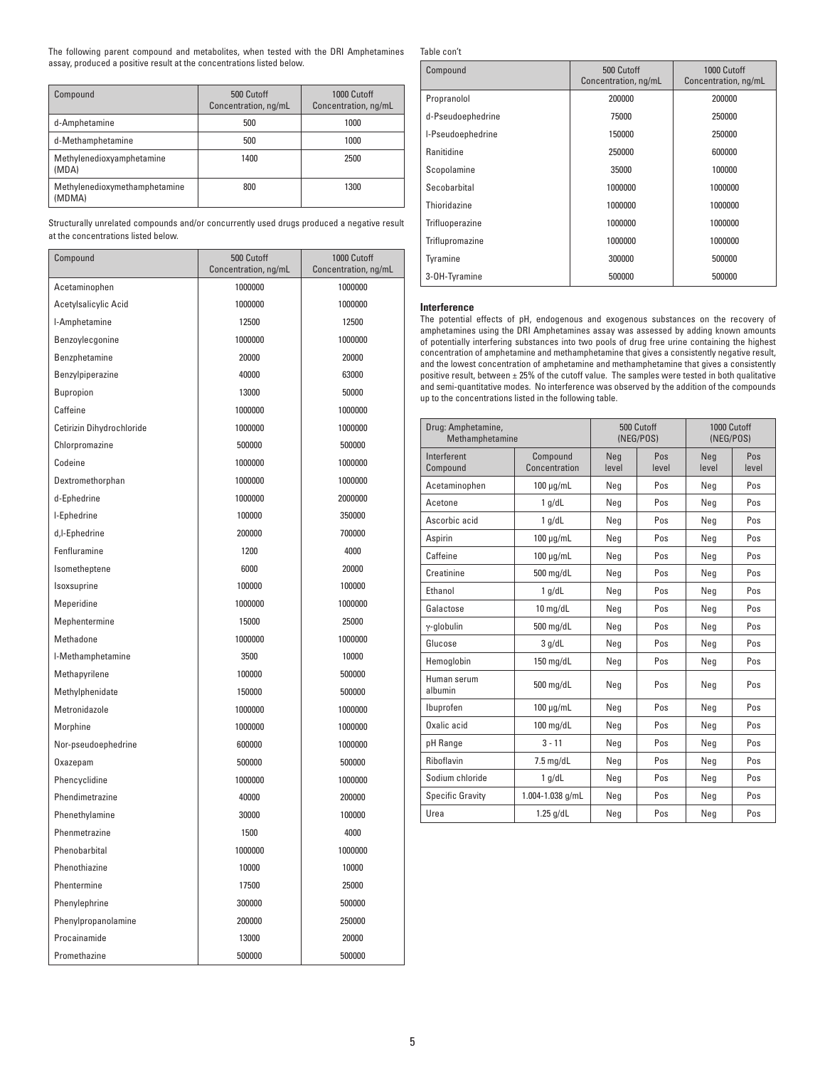The following parent compound and metabolites, when tested with the DRI Amphetamines assay, produced a positive result at the concentrations listed below.

| Compound | 500 Cutoff Concentration, ng/mL | 1000 Cutoff Concentration, ng/mL |
|---|---|---|
| d-Amphetamine | 500 | 1000 |
| d-Methamphetamine | 500 | 1000 |
| Methylenedioxyamphetamine (MDA) | 1400 | 2500 |
| Methylenedioxymethamphetamine (MDMA) | 800 | 1300 |

Structurally unrelated compounds and/or concurrently used drugs produced a negative result at the concentrations listed below.

| Compound | 500 Cutoff Concentration, ng/mL | 1000 Cutoff Concentration, ng/mL |
|---|---|---|
| Acetaminophen | 1000000 | 1000000 |
| Acetylsalicylic Acid | 1000000 | 1000000 |
| l-Amphetamine | 12500 | 12500 |
| Benzoylecgonine | 1000000 | 1000000 |
| Benzphetamine | 20000 | 20000 |
| Benzylpiperazine | 40000 | 63000 |
| Bupropion | 13000 | 50000 |
| Caffeine | 1000000 | 1000000 |
| Cetirizin Dihydrochloride | 1000000 | 1000000 |
| Chlorpromazine | 500000 | 500000 |
| Codeine | 1000000 | 1000000 |
| Dextromethorphan | 1000000 | 1000000 |
| d-Ephedrine | 1000000 | 2000000 |
| l-Ephedrine | 100000 | 350000 |
| d,l-Ephedrine | 200000 | 700000 |
| Fenfluramine | 1200 | 4000 |
| Isometheptene | 6000 | 20000 |
| Isoxsuprine | 100000 | 100000 |
| Meperidine | 1000000 | 1000000 |
| Mephentermine | 15000 | 25000 |
| Methadone | 1000000 | 1000000 |
| l-Methamphetamine | 3500 | 10000 |
| Methapyrilene | 100000 | 500000 |
| Methylphenidate | 150000 | 500000 |
| Metronidazole | 1000000 | 1000000 |
| Morphine | 1000000 | 1000000 |
| Nor-pseudoephedrine | 600000 | 1000000 |
| Oxazepam | 500000 | 500000 |
| Phencyclidine | 1000000 | 1000000 |
| Phendimetrazine | 40000 | 200000 |
| Phenethylamine | 30000 | 100000 |
| Phenmetrazine | 1500 | 4000 |
| Phenobarbital | 1000000 | 1000000 |
| Phenothiazine | 10000 | 10000 |
| Phentermine | 17500 | 25000 |
| Phenylephrine | 300000 | 500000 |
| Phenylpropanolamine | 200000 | 250000 |
| Procainamide | 13000 | 20000 |
| Promethazine | 500000 | 500000 |
| Propranolol | 200000 | 200000 |
| d-Pseudoephedrine | 75000 | 250000 |
| l-Pseudoephedrine | 150000 | 250000 |
| Ranitidine | 250000 | 600000 |
| Scopolamine | 35000 | 100000 |
| Secobarbital | 1000000 | 1000000 |
| Thioridazine | 1000000 | 1000000 |
| Trifluoperazine | 1000000 | 1000000 |
| Triflupromazine | 1000000 | 1000000 |
| Tyramine | 300000 | 500000 |
| 3-OH-Tyramine | 500000 | 500000 |

**Interference**

The potential effects of pH, endogenous and exogenous substances on the recovery of amphetamines using the DRI Amphetamines assay was assessed by adding known amounts of potentially interfering substances into two pools of drug free urine containing the highest concentration of amphetamine and methamphetamine that gives a consistently negative result, and the lowest concentration of amphetamine and methamphetamine that gives a consistently positive result, between ± 25% of the cutoff value. The samples were tested in both qualitative and semi-quantitative modes. No interference was observed by the addition of the compounds up to the concentrations listed in the following table.

| Drug: Amphetamine, Methamphetamine | | 500 Cutoff (NEG/POS) | | 1000 Cutoff (NEG/POS) | |
|---|---|---|---|---|---|
| Interferent Compound | Compound Concentration | Neg level | Pos level | Neg level | Pos level |
| Acetaminophen | 100 µg/mL | Neg | Pos | Neg | Pos |
| Acetone | 1 g/dL | Neg | Pos | Neg | Pos |
| Ascorbic acid | 1 g/dL | Neg | Pos | Neg | Pos |
| Aspirin | 100 µg/mL | Neg | Pos | Neg | Pos |
| Caffeine | 100 µg/mL | Neg | Pos | Neg | Pos |
| Creatinine | 500 mg/dL | Neg | Pos | Neg | Pos |
| Ethanol | 1 g/dL | Neg | Pos | Neg | Pos |
| Galactose | 10 mg/dL | Neg | Pos | Neg | Pos |
| γ-globulin | 500 mg/dL | Neg | Pos | Neg | Pos |
| Glucose | 3 g/dL | Neg | Pos | Neg | Pos |
| Hemoglobin | 150 mg/dL | Neg | Pos | Neg | Pos |
| Human serum albumin | 500 mg/dL | Neg | Pos | Neg | Pos |
| Ibuprofen | 100 µg/mL | Neg | Pos | Neg | Pos |
| Oxalic acid | 100 mg/dL | Neg | Pos | Neg | Pos |
| pH Range | 3 - 11 | Neg | Pos | Neg | Pos |
| Riboflavin | 7.5 mg/dL | Neg | Pos | Neg | Pos |
| Sodium chloride | 1 g/dL | Neg | Pos | Neg | Pos |
| Specific Gravity | 1.004-1.038 g/mL | Neg | Pos | Neg | Pos |
| Urea | 1.25 g/dL | Neg | Pos | Neg | Pos |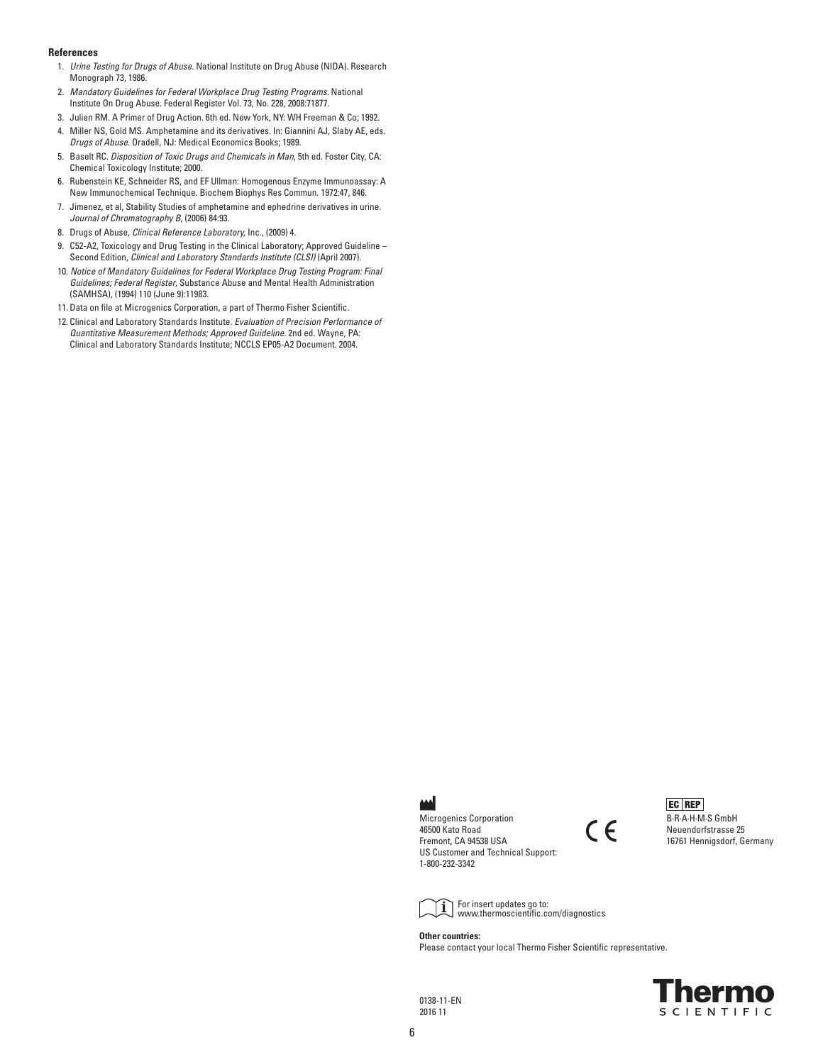**References**

1. *Urine Testing for Drugs of Abuse.* National Institute on Drug Abuse (NIDA). Research Monograph 73, 1986.
2. *Mandatory Guidelines for Federal Workplace Drug Testing Programs.* National Institute On Drug Abuse. Federal Register Vol. 73, No. 228, 2008:71877.
3. Julien RM. A Primer of Drug Action. 6th ed. New York, NY: WH Freeman & Co; 1992.
4. Miller NS, Gold MS. Amphetamine and its derivatives. In: Giannini AJ, Slaby AE, eds. *Drugs of Abuse.* Oradell, NJ: Medical Economics Books; 1989.
5. Baselt RC. *Disposition of Toxic Drugs and Chemicals in Man,* 5th ed. Foster City, CA: Chemical Toxicology Institute; 2000.
6. Rubenstein KE, Schneider RS, and EF Ullman: Homogenous Enzyme Immunoassay: A New Immunochemical Technique. Biochem Biophys Res Commun. 1972:47, 846.
7. Jimenez, et al, Stability Studies of amphetamine and ephedrine derivatives in urine. *Journal of Chromatography B*, (2006) 84:93.
8. Drugs of Abuse, *Clinical Reference Laboratory,* Inc., (2009) 4.
9. C52-A2, Toxicology and Drug Testing in the Clinical Laboratory; Approved Guideline – Second Edition, *Clinical and Laboratory Standards Institute (CLSI)* (April 2007).
10. *Notice of Mandatory Guidelines for Federal Workplace Drug Testing Program: Final Guidelines; Federal Register*, Substance Abuse and Mental Health Administration (SAMHSA), (1994) 110 (June 9):11983.
11. Data on file at Microgenics Corporation, a part of Thermo Fisher Scientific.
12. Clinical and Laboratory Standards Institute. *Evaluation of Precision Performance of Quantitative Measurement Methods; Approved Guideline.* 2nd ed. Wayne, PA: Clinical and Laboratory Standards Institute; NCCLS EP05-A2 Document. 2004.

Microgenics Corporation
46500 Kato Road
Fremont, CA 94538 USA
US Customer and Technical Support:
1-800-232-3342

CE

EC REP
B·R·A·H·M·S GmbH
Neuendorfstrasse 25
16761 Hennigsdorf, Germany

For insert updates go to:
www.thermoscientific.com/diagnostics

**Other countries:**
Please contact your local Thermo Fisher Scientific representative.

0138-11-EN
2016 11

Thermo SCIENTIFIC